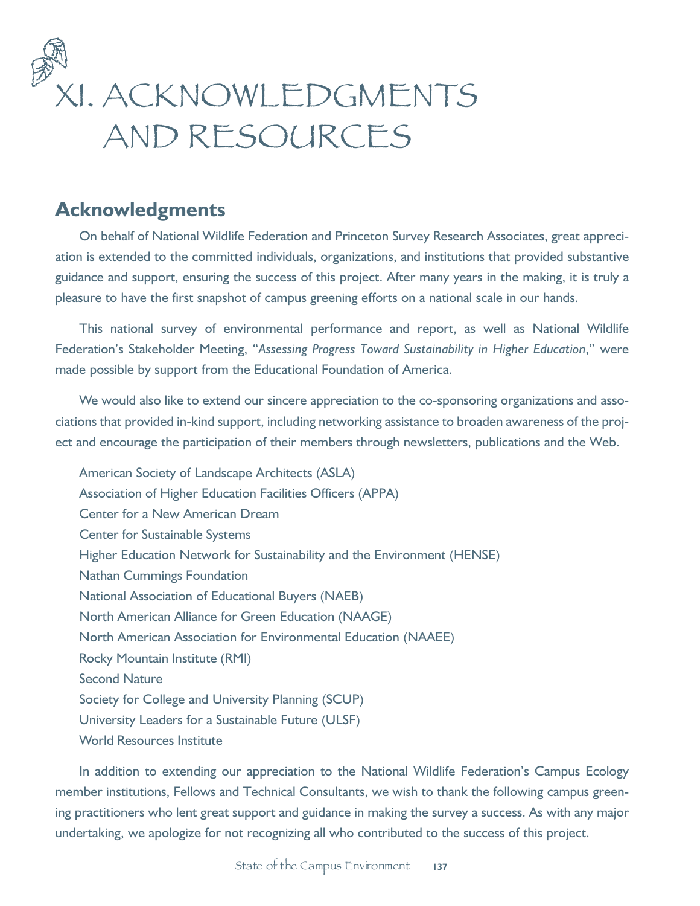# XI. ACKNOWLEDGMENTS AND RESOURCES

## Acknowledgments

On behalf of National Wildlife Federation and Princeton Survey Research Associates, great appreciation is extended to the committed individuals, organizations, and institutions that provided substantive guidance and support, ensuring the success of this project. After many years in the making, it is truly a pleasure to have the first snapshot of campus greening efforts on a national scale in our hands.

This national survey of environmental performance and report, as well as National Wildlife Federation's Stakeholder Meeting, "*Assessing Progress Toward Sustainability in Higher Education*," were made possible by support from the Educational Foundation of America.

We would also like to extend our sincere appreciation to the co-sponsoring organizations and associations that provided in-kind support, including networking assistance to broaden awareness of the project and encourage the participation of their members through newsletters, publications and the Web.

American Society of Landscape Architects (ASLA)
Association of Higher Education Facilities Officers (APPA)
Center for a New American Dream
Center for Sustainable Systems
Higher Education Network for Sustainability and the Environment (HENSE)
Nathan Cummings Foundation
National Association of Educational Buyers (NAEB)
North American Alliance for Green Education (NAAGE)
North American Association for Environmental Education (NAAEE)
Rocky Mountain Institute (RMI)
Second Nature
Society for College and University Planning (SCUP)
University Leaders for a Sustainable Future (ULSF)
World Resources Institute

In addition to extending our appreciation to the National Wildlife Federation's Campus Ecology member institutions, Fellows and Technical Consultants, we wish to thank the following campus greening practitioners who lent great support and guidance in making the survey a success. As with any major undertaking, we apologize for not recognizing all who contributed to the success of this project.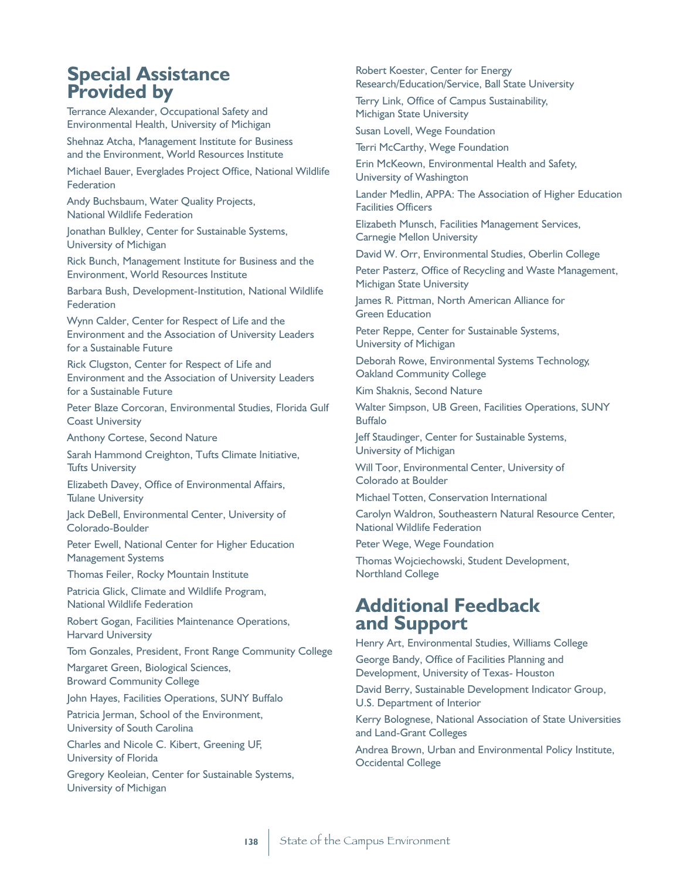## Special Assistance Provided by

Terrance Alexander, Occupational Safety and Environmental Health, University of Michigan

Shehnaz Atcha, Management Institute for Business and the Environment, World Resources Institute

Michael Bauer, Everglades Project Office, National Wildlife Federation

Andy Buchsbaum, Water Quality Projects, National Wildlife Federation

Jonathan Bulkley, Center for Sustainable Systems, University of Michigan

Rick Bunch, Management Institute for Business and the Environment, World Resources Institute

Barbara Bush, Development-Institution, National Wildlife Federation

Wynn Calder, Center for Respect of Life and the Environment and the Association of University Leaders for a Sustainable Future

Rick Clugston, Center for Respect of Life and Environment and the Association of University Leaders for a Sustainable Future

Peter Blaze Corcoran, Environmental Studies, Florida Gulf Coast University

Anthony Cortese, Second Nature

Sarah Hammond Creighton, Tufts Climate Initiative, Tufts University

Elizabeth Davey, Office of Environmental Affairs, Tulane University

Jack DeBell, Environmental Center, University of Colorado-Boulder

Peter Ewell, National Center for Higher Education Management Systems

Thomas Feiler, Rocky Mountain Institute

Patricia Glick, Climate and Wildlife Program, National Wildlife Federation

Robert Gogan, Facilities Maintenance Operations, Harvard University

Tom Gonzales, President, Front Range Community College

Margaret Green, Biological Sciences, Broward Community College

John Hayes, Facilities Operations, SUNY Buffalo

Patricia Jerman, School of the Environment, University of South Carolina

Charles and Nicole C. Kibert, Greening UF, University of Florida

Gregory Keoleian, Center for Sustainable Systems, University of Michigan

Robert Koester, Center for Energy Research/Education/Service, Ball State University

Terry Link, Office of Campus Sustainability, Michigan State University

Susan Lovell, Wege Foundation

Terri McCarthy, Wege Foundation

Erin McKeown, Environmental Health and Safety, University of Washington

Lander Medlin, APPA: The Association of Higher Education Facilities Officers

Elizabeth Munsch, Facilities Management Services, Carnegie Mellon University

David W. Orr, Environmental Studies, Oberlin College

Peter Pasterz, Office of Recycling and Waste Management, Michigan State University

James R. Pittman, North American Alliance for Green Education

Peter Reppe, Center for Sustainable Systems, University of Michigan

Deborah Rowe, Environmental Systems Technology, Oakland Community College

Kim Shaknis, Second Nature

Walter Simpson, UB Green, Facilities Operations, SUNY Buffalo

Jeff Staudinger, Center for Sustainable Systems, University of Michigan

Will Toor, Environmental Center, University of Colorado at Boulder

Michael Totten, Conservation International

Carolyn Waldron, Southeastern Natural Resource Center, National Wildlife Federation

Peter Wege, Wege Foundation

Thomas Wojciechowski, Student Development, Northland College

## Additional Feedback and Support

Henry Art, Environmental Studies, Williams College

George Bandy, Office of Facilities Planning and Development, University of Texas- Houston

David Berry, Sustainable Development Indicator Group, U.S. Department of Interior

Kerry Bolognese, National Association of State Universities and Land-Grant Colleges

Andrea Brown, Urban and Environmental Policy Institute, Occidental College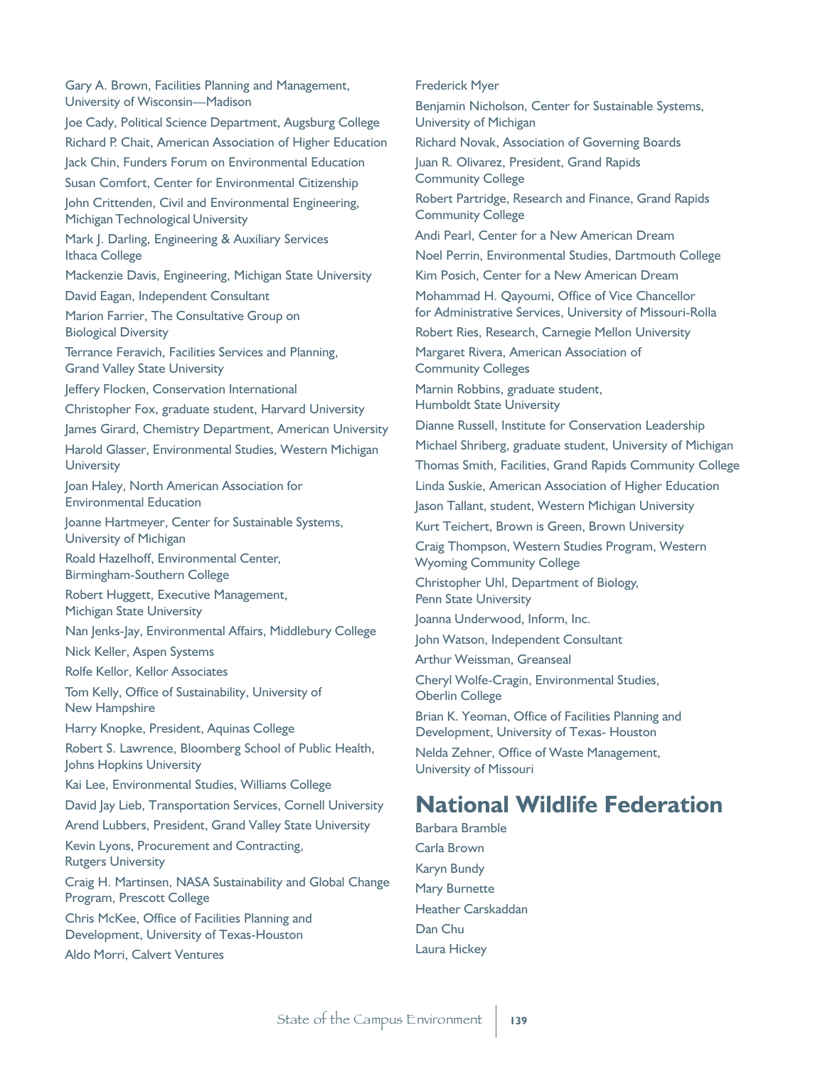Gary A. Brown, Facilities Planning and Management, University of Wisconsin—Madison

Joe Cady, Political Science Department, Augsburg College

Richard P. Chait, American Association of Higher Education

Jack Chin, Funders Forum on Environmental Education

Susan Comfort, Center for Environmental Citizenship

John Crittenden, Civil and Environmental Engineering, Michigan Technological University

Mark J. Darling, Engineering & Auxiliary Services Ithaca College

Mackenzie Davis, Engineering, Michigan State University

David Eagan, Independent Consultant

Marion Farrier, The Consultative Group on Biological Diversity

Terrance Feravich, Facilities Services and Planning, Grand Valley State University

Jeffery Flocken, Conservation International

Christopher Fox, graduate student, Harvard University

James Girard, Chemistry Department, American University

Harold Glasser, Environmental Studies, Western Michigan University

Joan Haley, North American Association for Environmental Education

Joanne Hartmeyer, Center for Sustainable Systems, University of Michigan

Roald Hazelhoff, Environmental Center, Birmingham-Southern College

Robert Huggett, Executive Management, Michigan State University

Nan Jenks-Jay, Environmental Affairs, Middlebury College

Nick Keller, Aspen Systems

Rolfe Kellor, Kellor Associates

Tom Kelly, Office of Sustainability, University of New Hampshire

Harry Knopke, President, Aquinas College

Robert S. Lawrence, Bloomberg School of Public Health, Johns Hopkins University

Kai Lee, Environmental Studies, Williams College

David Jay Lieb, Transportation Services, Cornell University

Arend Lubbers, President, Grand Valley State University

Kevin Lyons, Procurement and Contracting, Rutgers University

Craig H. Martinsen, NASA Sustainability and Global Change Program, Prescott College

Chris McKee, Office of Facilities Planning and Development, University of Texas-Houston

Aldo Morri, Calvert Ventures

Frederick Myer

Benjamin Nicholson, Center for Sustainable Systems, University of Michigan

Richard Novak, Association of Governing Boards

Juan R. Olivarez, President, Grand Rapids Community College

Robert Partridge, Research and Finance, Grand Rapids Community College

Andi Pearl, Center for a New American Dream

Noel Perrin, Environmental Studies, Dartmouth College

Kim Posich, Center for a New American Dream

Mohammad H. Qayoumi, Office of Vice Chancellor for Administrative Services, University of Missouri-Rolla

Robert Ries, Research, Carnegie Mellon University

Margaret Rivera, American Association of Community Colleges

Marnin Robbins, graduate student, Humboldt State University

Dianne Russell, Institute for Conservation Leadership

Michael Shriberg, graduate student, University of Michigan

Thomas Smith, Facilities, Grand Rapids Community College

Linda Suskie, American Association of Higher Education

Jason Tallant, student, Western Michigan University

Kurt Teichert, Brown is Green, Brown University

Craig Thompson, Western Studies Program, Western Wyoming Community College

Christopher Uhl, Department of Biology, Penn State University

Joanna Underwood, Inform, Inc.

John Watson, Independent Consultant

Arthur Weissman, Greanseal

Cheryl Wolfe-Cragin, Environmental Studies, Oberlin College

Brian K. Yeoman, Office of Facilities Planning and Development, University of Texas- Houston

Nelda Zehner, Office of Waste Management, University of Missouri

## National Wildlife Federation

Barbara Bramble

Carla Brown

Karyn Bundy

Mary Burnette

Heather Carskaddan

Dan Chu

Laura Hickey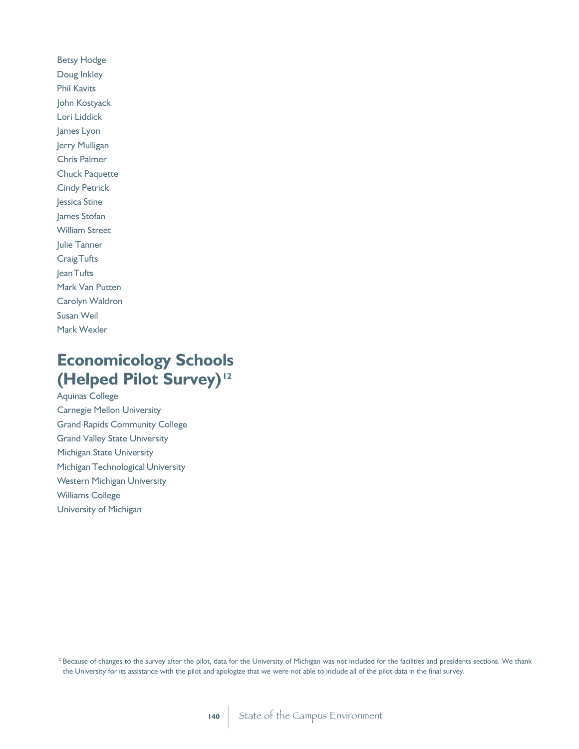Betsy Hodge
Doug Inkley
Phil Kavits
John Kostyack
Lori Liddick
James Lyon
Jerry Mulligan
Chris Palmer
Chuck Paquette
Cindy Petrick
Jessica Stine
James Stofan
William Street
Julie Tanner
Craig Tufts
Jean Tufts
Mark Van Putten
Carolyn Waldron
Susan Weil
Mark Wexler

## Economicology Schools (Helped Pilot Survey)[12]

Aquinas College
Carnegie Mellon University
Grand Rapids Community College
Grand Valley State University
Michigan State University
Michigan Technological University
Western Michigan University
Williams College
University of Michigan

[12] Because of changes to the survey after the pilot, data for the University of Michigan was not included for the facilities and presidents sections. We thank the University for its assistance with the pilot and apologize that we were not able to include all of the pilot data in the final survey.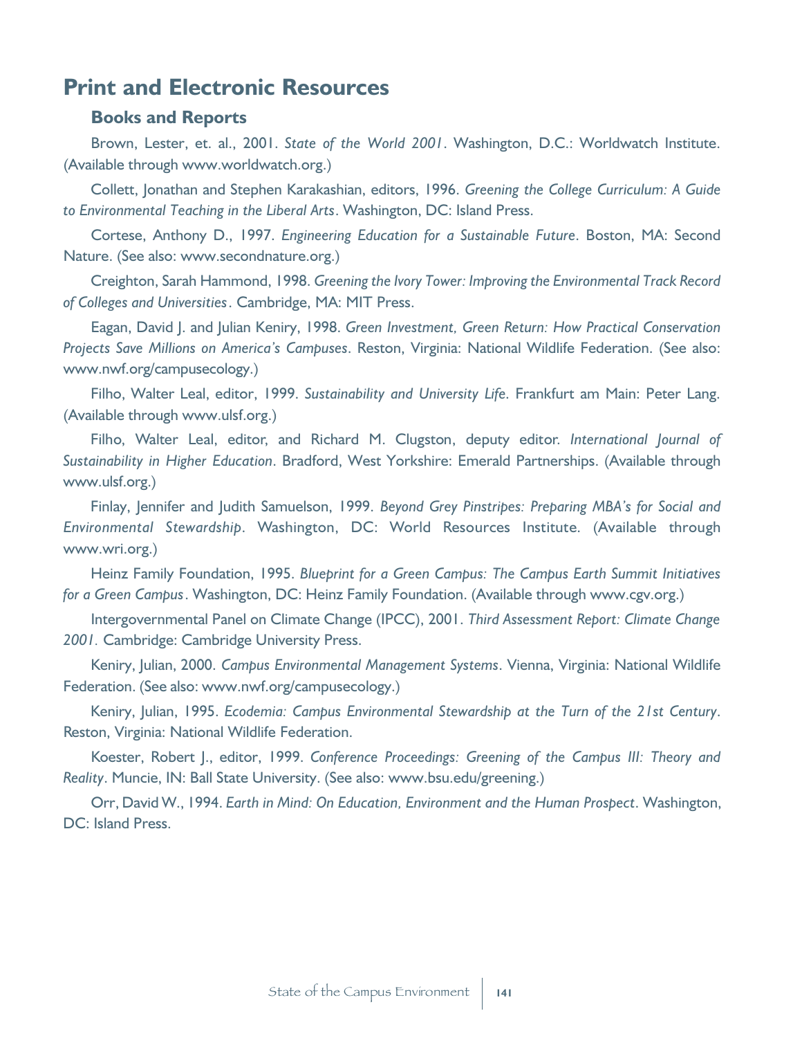## Print and Electronic Resources

### Books and Reports

Brown, Lester, et. al., 2001. *State of the World 2001*. Washington, D.C.: Worldwatch Institute. (Available through www.worldwatch.org.)

Collett, Jonathan and Stephen Karakashian, editors, 1996. *Greening the College Curriculum: A Guide to Environmental Teaching in the Liberal Arts*. Washington, DC: Island Press.

Cortese, Anthony D., 1997. *Engineering Education for a Sustainable Future*. Boston, MA: Second Nature. (See also: www.secondnature.org.)

Creighton, Sarah Hammond, 1998. *Greening the Ivory Tower: Improving the Environmental Track Record of Colleges and Universities*. Cambridge, MA: MIT Press.

Eagan, David J. and Julian Keniry, 1998. *Green Investment, Green Return: How Practical Conservation Projects Save Millions on America's Campuses*. Reston, Virginia: National Wildlife Federation. (See also: www.nwf.org/campusecology.)

Filho, Walter Leal, editor, 1999. *Sustainability and University Life*. Frankfurt am Main: Peter Lang. (Available through www.ulsf.org.)

Filho, Walter Leal, editor, and Richard M. Clugston, deputy editor. *International Journal of Sustainability in Higher Education*. Bradford, West Yorkshire: Emerald Partnerships. (Available through www.ulsf.org.)

Finlay, Jennifer and Judith Samuelson, 1999. *Beyond Grey Pinstripes: Preparing MBA's for Social and Environmental Stewardship*. Washington, DC: World Resources Institute. (Available through www.wri.org.)

Heinz Family Foundation, 1995. *Blueprint for a Green Campus: The Campus Earth Summit Initiatives for a Green Campus*. Washington, DC: Heinz Family Foundation. (Available through www.cgv.org.)

Intergovernmental Panel on Climate Change (IPCC), 2001. *Third Assessment Report: Climate Change 2001.* Cambridge: Cambridge University Press.

Keniry, Julian, 2000. *Campus Environmental Management Systems*. Vienna, Virginia: National Wildlife Federation. (See also: www.nwf.org/campusecology.)

Keniry, Julian, 1995. *Ecodemia: Campus Environmental Stewardship at the Turn of the 21st Century*. Reston, Virginia: National Wildlife Federation.

Koester, Robert J., editor, 1999. *Conference Proceedings: Greening of the Campus III: Theory and Reality*. Muncie, IN: Ball State University. (See also: www.bsu.edu/greening.)

Orr, David W., 1994. *Earth in Mind: On Education, Environment and the Human Prospect*. Washington, DC: Island Press.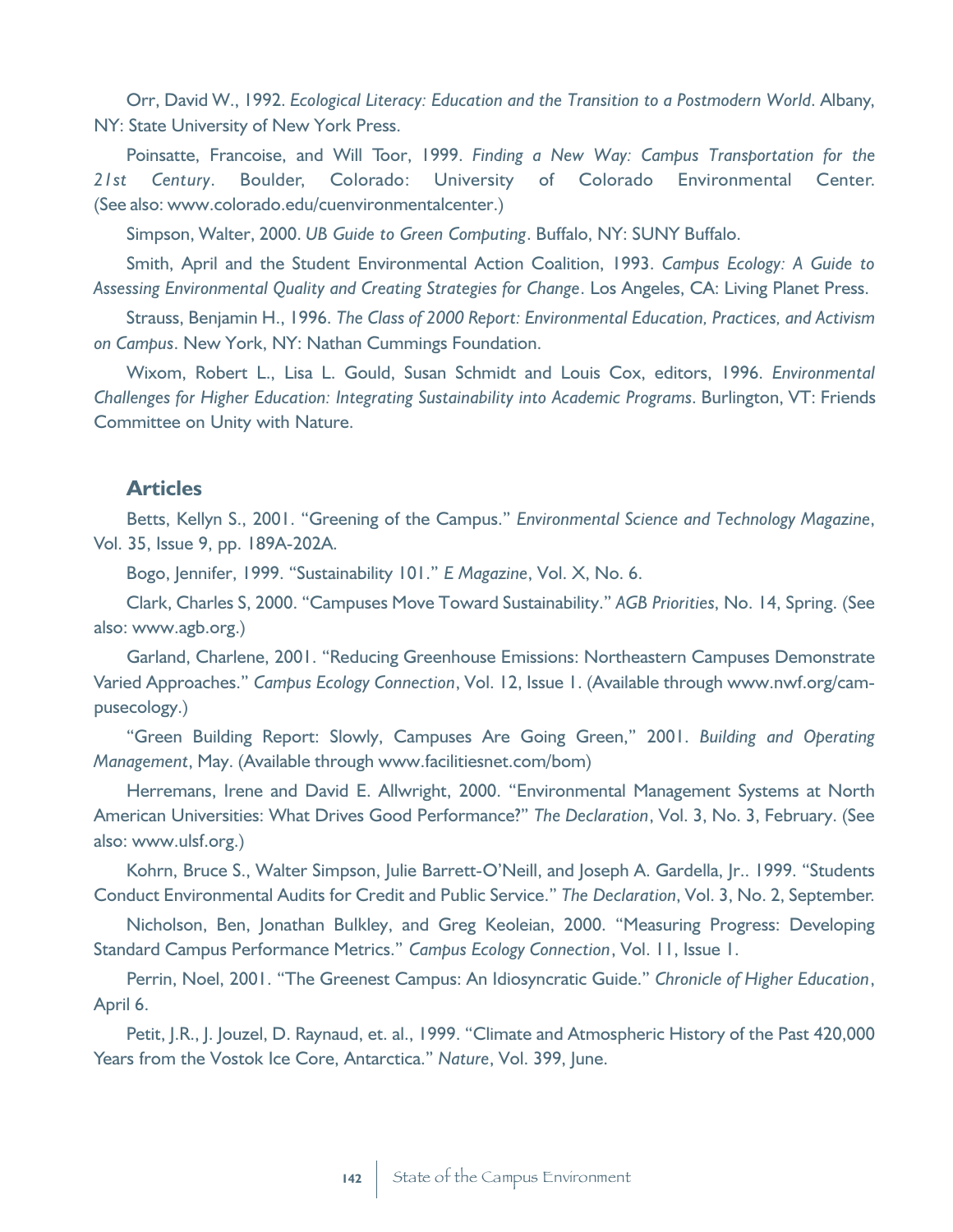Orr, David W., 1992. *Ecological Literacy: Education and the Transition to a Postmodern World*. Albany, NY: State University of New York Press.

Poinsatte, Francoise, and Will Toor, 1999. *Finding a New Way: Campus Transportation for the 21st Century*. Boulder, Colorado: University of Colorado Environmental Center. (See also: www.colorado.edu/cuenvironmentalcenter.)

Simpson, Walter, 2000. *UB Guide to Green Computing*. Buffalo, NY: SUNY Buffalo.

Smith, April and the Student Environmental Action Coalition, 1993. *Campus Ecology: A Guide to Assessing Environmental Quality and Creating Strategies for Change*. Los Angeles, CA: Living Planet Press.

Strauss, Benjamin H., 1996. *The Class of 2000 Report: Environmental Education, Practices, and Activism on Campus*. New York, NY: Nathan Cummings Foundation.

Wixom, Robert L., Lisa L. Gould, Susan Schmidt and Louis Cox, editors, 1996. *Environmental Challenges for Higher Education: Integrating Sustainability into Academic Programs*. Burlington, VT: Friends Committee on Unity with Nature.

### Articles

Betts, Kellyn S., 2001. "Greening of the Campus." *Environmental Science and Technology Magazine*, Vol. 35, Issue 9, pp. 189A-202A.

Bogo, Jennifer, 1999. "Sustainability 101." *E Magazine*, Vol. X, No. 6.

Clark, Charles S, 2000. "Campuses Move Toward Sustainability." *AGB Priorities*, No. 14, Spring. (See also: www.agb.org.)

Garland, Charlene, 2001. "Reducing Greenhouse Emissions: Northeastern Campuses Demonstrate Varied Approaches." *Campus Ecology Connection*, Vol. 12, Issue 1. (Available through www.nwf.org/campusecology.)

"Green Building Report: Slowly, Campuses Are Going Green," 2001. *Building and Operating Management*, May. (Available through www.facilitiesnet.com/bom)

Herremans, Irene and David E. Allwright, 2000. "Environmental Management Systems at North American Universities: What Drives Good Performance?" *The Declaration*, Vol. 3, No. 3, February. (See also: www.ulsf.org.)

Kohrn, Bruce S., Walter Simpson, Julie Barrett-O'Neill, and Joseph A. Gardella, Jr.. 1999. "Students Conduct Environmental Audits for Credit and Public Service." *The Declaration*, Vol. 3, No. 2, September.

Nicholson, Ben, Jonathan Bulkley, and Greg Keoleian, 2000. "Measuring Progress: Developing Standard Campus Performance Metrics." *Campus Ecology Connection*, Vol. 11, Issue 1.

Perrin, Noel, 2001. "The Greenest Campus: An Idiosyncratic Guide." *Chronicle of Higher Education*, April 6.

Petit, J.R., J. Jouzel, D. Raynaud, et. al., 1999. "Climate and Atmospheric History of the Past 420,000 Years from the Vostok Ice Core, Antarctica." *Nature*, Vol. 399, June.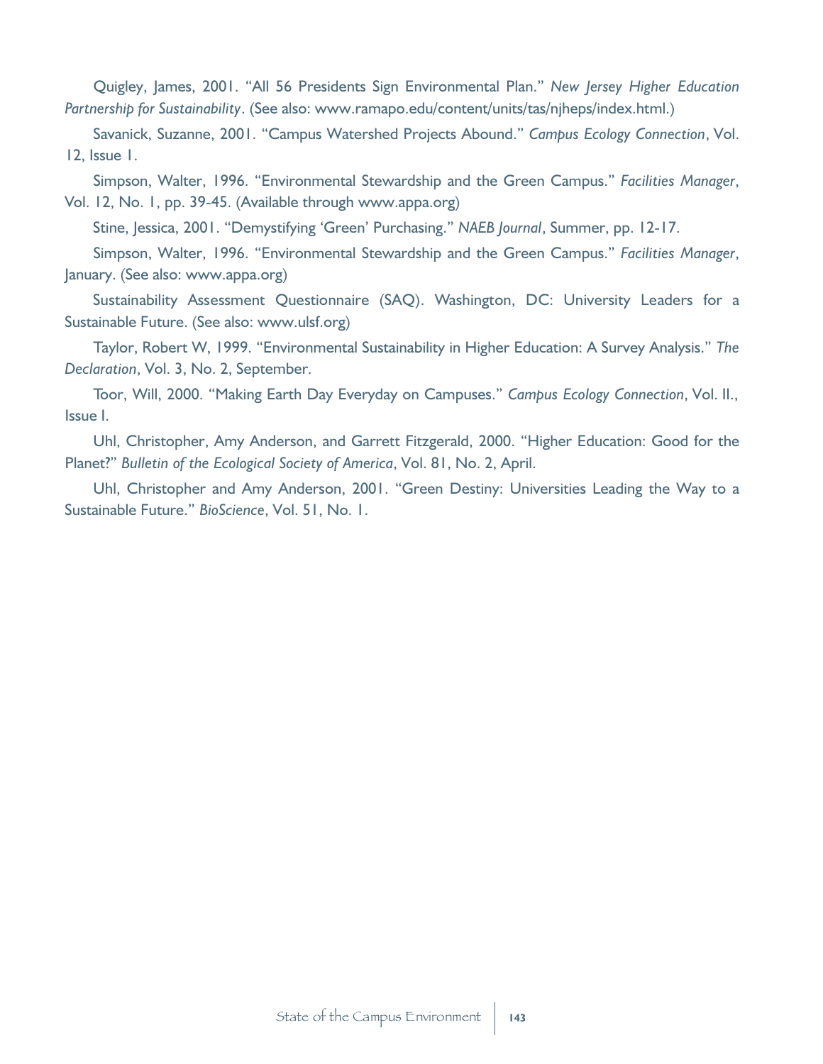Quigley, James, 2001. "All 56 Presidents Sign Environmental Plan." *New Jersey Higher Education Partnership for Sustainability*. (See also: www.ramapo.edu/content/units/tas/njheps/index.html.)

Savanick, Suzanne, 2001. "Campus Watershed Projects Abound." *Campus Ecology Connection*, Vol. 12, Issue 1.

Simpson, Walter, 1996. "Environmental Stewardship and the Green Campus." *Facilities Manager*, Vol. 12, No. 1, pp. 39-45. (Available through www.appa.org)

Stine, Jessica, 2001. "Demystifying 'Green' Purchasing." *NAEB Journal*, Summer, pp. 12-17.

Simpson, Walter, 1996. "Environmental Stewardship and the Green Campus." *Facilities Manager*, January. (See also: www.appa.org)

Sustainability Assessment Questionnaire (SAQ). Washington, DC: University Leaders for a Sustainable Future. (See also: www.ulsf.org)

Taylor, Robert W, 1999. "Environmental Sustainability in Higher Education: A Survey Analysis." *The Declaration*, Vol. 3, No. 2, September.

Toor, Will, 2000. "Making Earth Day Everyday on Campuses." *Campus Ecology Connection*, Vol. II., Issue I.

Uhl, Christopher, Amy Anderson, and Garrett Fitzgerald, 2000. "Higher Education: Good for the Planet?" *Bulletin of the Ecological Society of America*, Vol. 81, No. 2, April.

Uhl, Christopher and Amy Anderson, 2001. "Green Destiny: Universities Leading the Way to a Sustainable Future." *BioScience*, Vol. 51, No. 1.